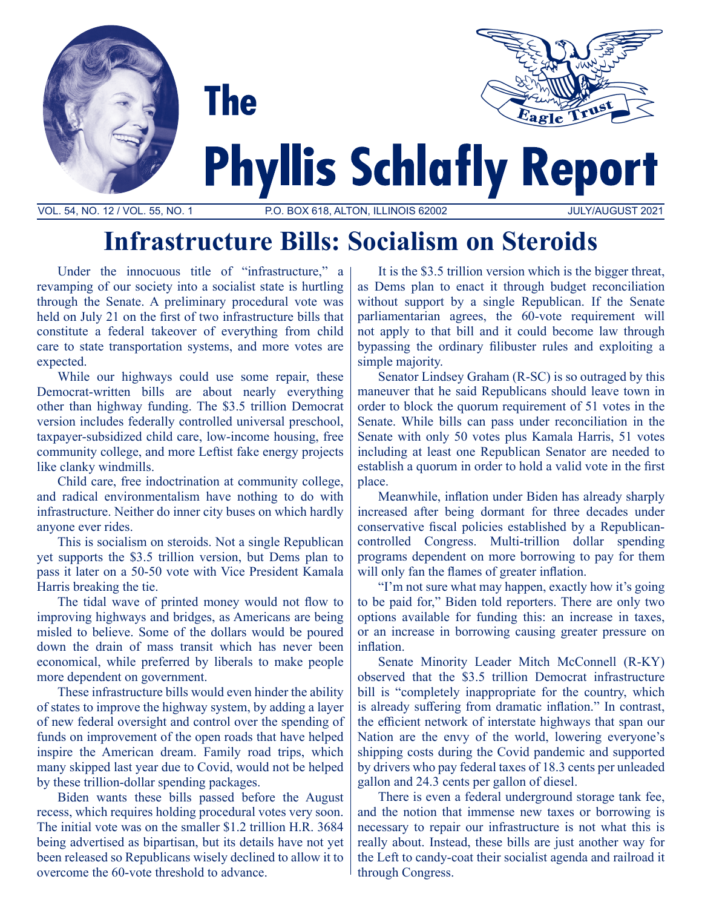# The Phyllis Schlafly Report

Eagle Trust

VOL. 54, NO. 12 / VOL. 55, NO. 1 — P.O. BOX 618, ALTON, ILLINOIS 62002 — JULY/AUGUST 2021

## Infrastructure Bills: Socialism on Steroids

Under the innocuous title of "infrastructure," a revamping of our society into a socialist state is hurtling through the Senate. A preliminary procedural vote was held on July 21 on the first of two infrastructure bills that constitute a federal takeover of everything from child care to state transportation systems, and more votes are expected.

While our highways could use some repair, these Democrat-written bills are about nearly everything other than highway funding. The $3.5 trillion Democrat version includes federally controlled universal preschool, taxpayer-subsidized child care, low-income housing, free community college, and more Leftist fake energy projects like clanky windmills.

Child care, free indoctrination at community college, and radical environmentalism have nothing to do with infrastructure. Neither do inner city buses on which hardly anyone ever rides.

This is socialism on steroids. Not a single Republican yet supports the $3.5 trillion version, but Dems plan to pass it later on a 50-50 vote with Vice President Kamala Harris breaking the tie.

The tidal wave of printed money would not flow to improving highways and bridges, as Americans are being misled to believe. Some of the dollars would be poured down the drain of mass transit which has never been economical, while preferred by liberals to make people more dependent on government.

These infrastructure bills would even hinder the ability of states to improve the highway system, by adding a layer of new federal oversight and control over the spending of funds on improvement of the open roads that have helped inspire the American dream. Family road trips, which many skipped last year due to Covid, would not be helped by these trillion-dollar spending packages.

Biden wants these bills passed before the August recess, which requires holding procedural votes very soon. The initial vote was on the smaller $1.2 trillion H.R. 3684 being advertised as bipartisan, but its details have not yet been released so Republicans wisely declined to allow it to overcome the 60-vote threshold to advance.

It is the $3.5 trillion version which is the bigger threat, as Dems plan to enact it through budget reconciliation without support by a single Republican. If the Senate parliamentarian agrees, the 60-vote requirement will not apply to that bill and it could become law through bypassing the ordinary filibuster rules and exploiting a simple majority.

Senator Lindsey Graham (R-SC) is so outraged by this maneuver that he said Republicans should leave town in order to block the quorum requirement of 51 votes in the Senate. While bills can pass under reconciliation in the Senate with only 50 votes plus Kamala Harris, 51 votes including at least one Republican Senator are needed to establish a quorum in order to hold a valid vote in the first place.

Meanwhile, inflation under Biden has already sharply increased after being dormant for three decades under conservative fiscal policies established by a Republican-controlled Congress. Multi-trillion dollar spending programs dependent on more borrowing to pay for them will only fan the flames of greater inflation.

"I'm not sure what may happen, exactly how it's going to be paid for," Biden told reporters. There are only two options available for funding this: an increase in taxes, or an increase in borrowing causing greater pressure on inflation.

Senate Minority Leader Mitch McConnell (R-KY) observed that the $3.5 trillion Democrat infrastructure bill is "completely inappropriate for the country, which is already suffering from dramatic inflation." In contrast, the efficient network of interstate highways that span our Nation are the envy of the world, lowering everyone's shipping costs during the Covid pandemic and supported by drivers who pay federal taxes of 18.3 cents per unleaded gallon and 24.3 cents per gallon of diesel.

There is even a federal underground storage tank fee, and the notion that immense new taxes or borrowing is necessary to repair our infrastructure is not what this is really about. Instead, these bills are just another way for the Left to candy-coat their socialist agenda and railroad it through Congress.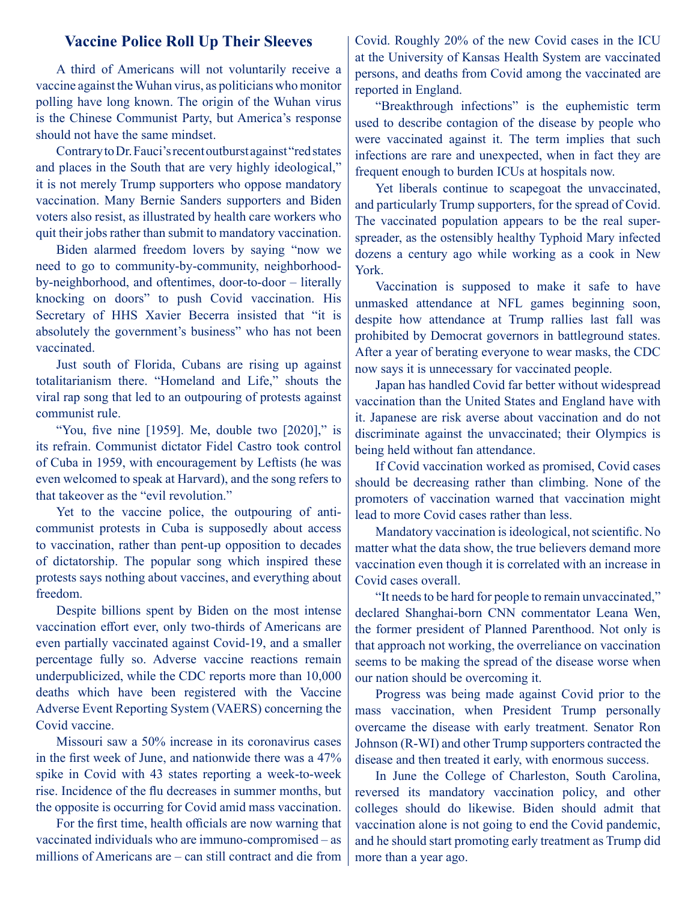## Vaccine Police Roll Up Their Sleeves

A third of Americans will not voluntarily receive a vaccine against the Wuhan virus, as politicians who monitor polling have long known. The origin of the Wuhan virus is the Chinese Communist Party, but America's response should not have the same mindset.

Contrary to Dr. Fauci's recent outburst against "red states and places in the South that are very highly ideological," it is not merely Trump supporters who oppose mandatory vaccination. Many Bernie Sanders supporters and Biden voters also resist, as illustrated by health care workers who quit their jobs rather than submit to mandatory vaccination.

Biden alarmed freedom lovers by saying "now we need to go to community-by-community, neighborhood-by-neighborhood, and oftentimes, door-to-door – literally knocking on doors" to push Covid vaccination. His Secretary of HHS Xavier Becerra insisted that "it is absolutely the government's business" who has not been vaccinated.

Just south of Florida, Cubans are rising up against totalitarianism there. "Homeland and Life," shouts the viral rap song that led to an outpouring of protests against communist rule.

"You, five nine [1959]. Me, double two [2020]," is its refrain. Communist dictator Fidel Castro took control of Cuba in 1959, with encouragement by Leftists (he was even welcomed to speak at Harvard), and the song refers to that takeover as the "evil revolution."

Yet to the vaccine police, the outpouring of anti-communist protests in Cuba is supposedly about access to vaccination, rather than pent-up opposition to decades of dictatorship. The popular song which inspired these protests says nothing about vaccines, and everything about freedom.

Despite billions spent by Biden on the most intense vaccination effort ever, only two-thirds of Americans are even partially vaccinated against Covid-19, and a smaller percentage fully so. Adverse vaccine reactions remain underpublicized, while the CDC reports more than 10,000 deaths which have been registered with the Vaccine Adverse Event Reporting System (VAERS) concerning the Covid vaccine.

Missouri saw a 50% increase in its coronavirus cases in the first week of June, and nationwide there was a 47% spike in Covid with 43 states reporting a week-to-week rise. Incidence of the flu decreases in summer months, but the opposite is occurring for Covid amid mass vaccination.

For the first time, health officials are now warning that vaccinated individuals who are immuno-compromised – as millions of Americans are – can still contract and die from Covid. Roughly 20% of the new Covid cases in the ICU at the University of Kansas Health System are vaccinated persons, and deaths from Covid among the vaccinated are reported in England.

"Breakthrough infections" is the euphemistic term used to describe contagion of the disease by people who were vaccinated against it. The term implies that such infections are rare and unexpected, when in fact they are frequent enough to burden ICUs at hospitals now.

Yet liberals continue to scapegoat the unvaccinated, and particularly Trump supporters, for the spread of Covid. The vaccinated population appears to be the real super-spreader, as the ostensibly healthy Typhoid Mary infected dozens a century ago while working as a cook in New York.

Vaccination is supposed to make it safe to have unmasked attendance at NFL games beginning soon, despite how attendance at Trump rallies last fall was prohibited by Democrat governors in battleground states. After a year of berating everyone to wear masks, the CDC now says it is unnecessary for vaccinated people.

Japan has handled Covid far better without widespread vaccination than the United States and England have with it. Japanese are risk averse about vaccination and do not discriminate against the unvaccinated; their Olympics is being held without fan attendance.

If Covid vaccination worked as promised, Covid cases should be decreasing rather than climbing. None of the promoters of vaccination warned that vaccination might lead to more Covid cases rather than less.

Mandatory vaccination is ideological, not scientific. No matter what the data show, the true believers demand more vaccination even though it is correlated with an increase in Covid cases overall.

"It needs to be hard for people to remain unvaccinated," declared Shanghai-born CNN commentator Leana Wen, the former president of Planned Parenthood. Not only is that approach not working, the overreliance on vaccination seems to be making the spread of the disease worse when our nation should be overcoming it.

Progress was being made against Covid prior to the mass vaccination, when President Trump personally overcame the disease with early treatment. Senator Ron Johnson (R-WI) and other Trump supporters contracted the disease and then treated it early, with enormous success.

In June the College of Charleston, South Carolina, reversed its mandatory vaccination policy, and other colleges should do likewise. Biden should admit that vaccination alone is not going to end the Covid pandemic, and he should start promoting early treatment as Trump did more than a year ago.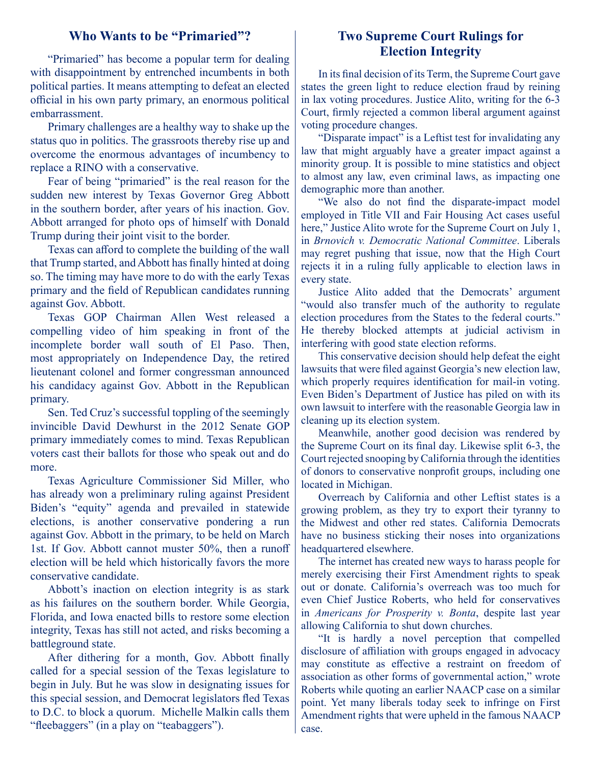## Who Wants to be "Primaried"?

"Primaried" has become a popular term for dealing with disappointment by entrenched incumbents in both political parties. It means attempting to defeat an elected official in his own party primary, an enormous political embarrassment.

Primary challenges are a healthy way to shake up the status quo in politics. The grassroots thereby rise up and overcome the enormous advantages of incumbency to replace a RINO with a conservative.

Fear of being "primaried" is the real reason for the sudden new interest by Texas Governor Greg Abbott in the southern border, after years of his inaction. Gov. Abbott arranged for photo ops of himself with Donald Trump during their joint visit to the border.

Texas can afford to complete the building of the wall that Trump started, and Abbott has finally hinted at doing so. The timing may have more to do with the early Texas primary and the field of Republican candidates running against Gov. Abbott.

Texas GOP Chairman Allen West released a compelling video of him speaking in front of the incomplete border wall south of El Paso. Then, most appropriately on Independence Day, the retired lieutenant colonel and former congressman announced his candidacy against Gov. Abbott in the Republican primary.

Sen. Ted Cruz's successful toppling of the seemingly invincible David Dewhurst in the 2012 Senate GOP primary immediately comes to mind. Texas Republican voters cast their ballots for those who speak out and do more.

Texas Agriculture Commissioner Sid Miller, who has already won a preliminary ruling against President Biden's "equity" agenda and prevailed in statewide elections, is another conservative pondering a run against Gov. Abbott in the primary, to be held on March 1st. If Gov. Abbott cannot muster 50%, then a runoff election will be held which historically favors the more conservative candidate.

Abbott's inaction on election integrity is as stark as his failures on the southern border. While Georgia, Florida, and Iowa enacted bills to restore some election integrity, Texas has still not acted, and risks becoming a battleground state.

After dithering for a month, Gov. Abbott finally called for a special session of the Texas legislature to begin in July. But he was slow in designating issues for this special session, and Democrat legislators fled Texas to D.C. to block a quorum. Michelle Malkin calls them "fleebaggers" (in a play on "teabaggers").

## Two Supreme Court Rulings for Election Integrity

In its final decision of its Term, the Supreme Court gave states the green light to reduce election fraud by reining in lax voting procedures. Justice Alito, writing for the 6-3 Court, firmly rejected a common liberal argument against voting procedure changes.

"Disparate impact" is a Leftist test for invalidating any law that might arguably have a greater impact against a minority group. It is possible to mine statistics and object to almost any law, even criminal laws, as impacting one demographic more than another.

"We also do not find the disparate-impact model employed in Title VII and Fair Housing Act cases useful here," Justice Alito wrote for the Supreme Court on July 1, in *Brnovich v. Democratic National Committee*. Liberals may regret pushing that issue, now that the High Court rejects it in a ruling fully applicable to election laws in every state.

Justice Alito added that the Democrats' argument "would also transfer much of the authority to regulate election procedures from the States to the federal courts." He thereby blocked attempts at judicial activism in interfering with good state election reforms.

This conservative decision should help defeat the eight lawsuits that were filed against Georgia's new election law, which properly requires identification for mail-in voting. Even Biden's Department of Justice has piled on with its own lawsuit to interfere with the reasonable Georgia law in cleaning up its election system.

Meanwhile, another good decision was rendered by the Supreme Court on its final day. Likewise split 6-3, the Court rejected snooping by California through the identities of donors to conservative nonprofit groups, including one located in Michigan.

Overreach by California and other Leftist states is a growing problem, as they try to export their tyranny to the Midwest and other red states. California Democrats have no business sticking their noses into organizations headquartered elsewhere.

The internet has created new ways to harass people for merely exercising their First Amendment rights to speak out or donate. California's overreach was too much for even Chief Justice Roberts, who held for conservatives in *Americans for Prosperity v. Bonta*, despite last year allowing California to shut down churches.

"It is hardly a novel perception that compelled disclosure of affiliation with groups engaged in advocacy may constitute as effective a restraint on freedom of association as other forms of governmental action," wrote Roberts while quoting an earlier NAACP case on a similar point. Yet many liberals today seek to infringe on First Amendment rights that were upheld in the famous NAACP case.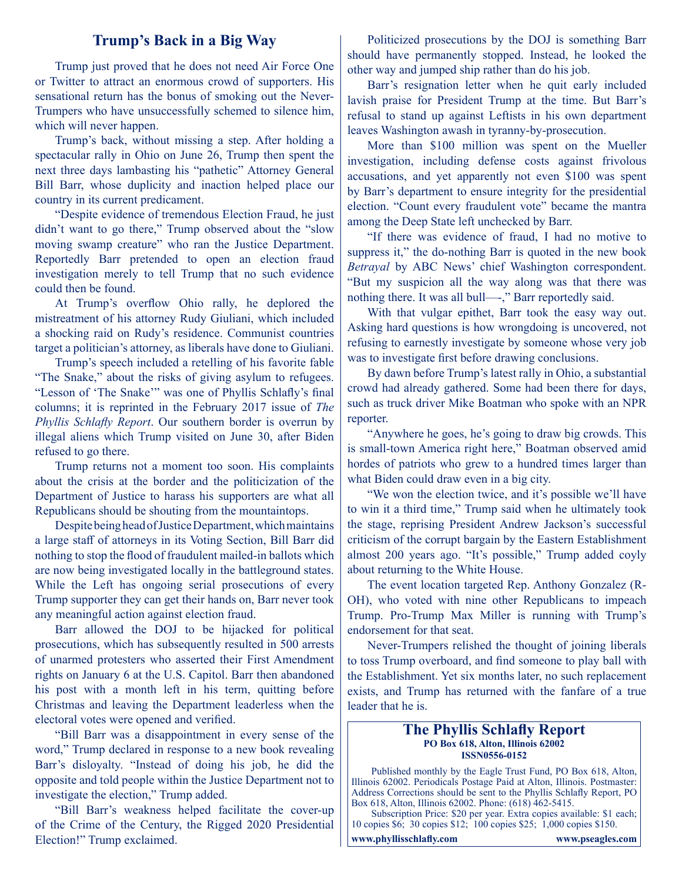## Trump's Back in a Big Way

Trump just proved that he does not need Air Force One or Twitter to attract an enormous crowd of supporters. His sensational return has the bonus of smoking out the Never-Trumpers who have unsuccessfully schemed to silence him, which will never happen.

Trump's back, without missing a step. After holding a spectacular rally in Ohio on June 26, Trump then spent the next three days lambasting his "pathetic" Attorney General Bill Barr, whose duplicity and inaction helped place our country in its current predicament.

"Despite evidence of tremendous Election Fraud, he just didn't want to go there," Trump observed about the "slow moving swamp creature" who ran the Justice Department. Reportedly Barr pretended to open an election fraud investigation merely to tell Trump that no such evidence could then be found.

At Trump's overflow Ohio rally, he deplored the mistreatment of his attorney Rudy Giuliani, which included a shocking raid on Rudy's residence. Communist countries target a politician's attorney, as liberals have done to Giuliani.

Trump's speech included a retelling of his favorite fable "The Snake," about the risks of giving asylum to refugees. "Lesson of 'The Snake'" was one of Phyllis Schlafly's final columns; it is reprinted in the February 2017 issue of *The Phyllis Schlafly Report*. Our southern border is overrun by illegal aliens which Trump visited on June 30, after Biden refused to go there.

Trump returns not a moment too soon. His complaints about the crisis at the border and the politicization of the Department of Justice to harass his supporters are what all Republicans should be shouting from the mountaintops.

Despite being head of Justice Department, which maintains a large staff of attorneys in its Voting Section, Bill Barr did nothing to stop the flood of fraudulent mailed-in ballots which are now being investigated locally in the battleground states. While the Left has ongoing serial prosecutions of every Trump supporter they can get their hands on, Barr never took any meaningful action against election fraud.

Barr allowed the DOJ to be hijacked for political prosecutions, which has subsequently resulted in 500 arrests of unarmed protesters who asserted their First Amendment rights on January 6 at the U.S. Capitol. Barr then abandoned his post with a month left in his term, quitting before Christmas and leaving the Department leaderless when the electoral votes were opened and verified.

"Bill Barr was a disappointment in every sense of the word," Trump declared in response to a new book revealing Barr's disloyalty. "Instead of doing his job, he did the opposite and told people within the Justice Department not to investigate the election," Trump added.

"Bill Barr's weakness helped facilitate the cover-up of the Crime of the Century, the Rigged 2020 Presidential Election!" Trump exclaimed.

Politicized prosecutions by the DOJ is something Barr should have permanently stopped. Instead, he looked the other way and jumped ship rather than do his job.

Barr's resignation letter when he quit early included lavish praise for President Trump at the time. But Barr's refusal to stand up against Leftists in his own department leaves Washington awash in tyranny-by-prosecution.

More than $100 million was spent on the Mueller investigation, including defense costs against frivolous accusations, and yet apparently not even $100 was spent by Barr's department to ensure integrity for the presidential election. "Count every fraudulent vote" became the mantra among the Deep State left unchecked by Barr.

"If there was evidence of fraud, I had no motive to suppress it," the do-nothing Barr is quoted in the new book *Betrayal* by ABC News' chief Washington correspondent. "But my suspicion all the way along was that there was nothing there. It was all bull—-," Barr reportedly said.

With that vulgar epithet, Barr took the easy way out. Asking hard questions is how wrongdoing is uncovered, not refusing to earnestly investigate by someone whose very job was to investigate first before drawing conclusions.

By dawn before Trump's latest rally in Ohio, a substantial crowd had already gathered. Some had been there for days, such as truck driver Mike Boatman who spoke with an NPR reporter.

"Anywhere he goes, he's going to draw big crowds. This is small-town America right here," Boatman observed amid hordes of patriots who grew to a hundred times larger than what Biden could draw even in a big city.

"We won the election twice, and it's possible we'll have to win it a third time," Trump said when he ultimately took the stage, reprising President Andrew Jackson's successful criticism of the corrupt bargain by the Eastern Establishment almost 200 years ago. "It's possible," Trump added coyly about returning to the White House.

The event location targeted Rep. Anthony Gonzalez (R-OH), who voted with nine other Republicans to impeach Trump. Pro-Trump Max Miller is running with Trump's endorsement for that seat.

Never-Trumpers relished the thought of joining liberals to toss Trump overboard, and find someone to play ball with the Establishment. Yet six months later, no such replacement exists, and Trump has returned with the fanfare of a true leader that he is.

---

**The Phyllis Schlafly Report**
**PO Box 618, Alton, Illinois 62002**
**ISSN0556-0152**

Published monthly by the Eagle Trust Fund, PO Box 618, Alton, Illinois 62002. Periodicals Postage Paid at Alton, Illinois. Postmaster: Address Corrections should be sent to the Phyllis Schlafly Report, PO Box 618, Alton, Illinois 62002. Phone: (618) 462-5415.

Subscription Price: $20 per year. Extra copies available: $1 each; 10 copies $6; 30 copies $12; 100 copies $25; 1,000 copies $150.

**www.phyllisschlafly.com** **www.pseagles.com**